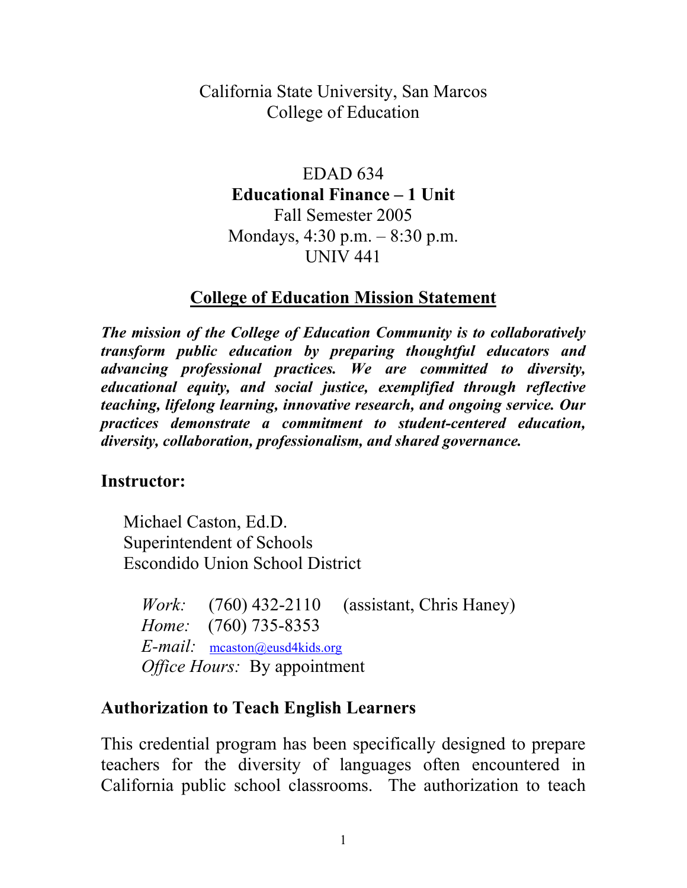California State University, San Marcos
College of Education

EDAD 634
**Educational Finance – 1 Unit**
Fall Semester 2005
Mondays, 4:30 p.m. – 8:30 p.m.
UNIV 441

## College of Education Mission Statement

***The mission of the College of Education Community is to collaboratively transform public education by preparing thoughtful educators and advancing professional practices. We are committed to diversity, educational equity, and social justice, exemplified through reflective teaching, lifelong learning, innovative research, and ongoing service. Our practices demonstrate a commitment to student-centered education, diversity, collaboration, professionalism, and shared governance.***

## Instructor:

Michael Caston, Ed.D.
Superintendent of Schools
Escondido Union School District

*Work:* (760) 432-2110 (assistant, Chris Haney)
*Home:* (760) 735-8353
*E-mail:* mcaston@eusd4kids.org
*Office Hours:* By appointment

## Authorization to Teach English Learners

This credential program has been specifically designed to prepare teachers for the diversity of languages often encountered in California public school classrooms. The authorization to teach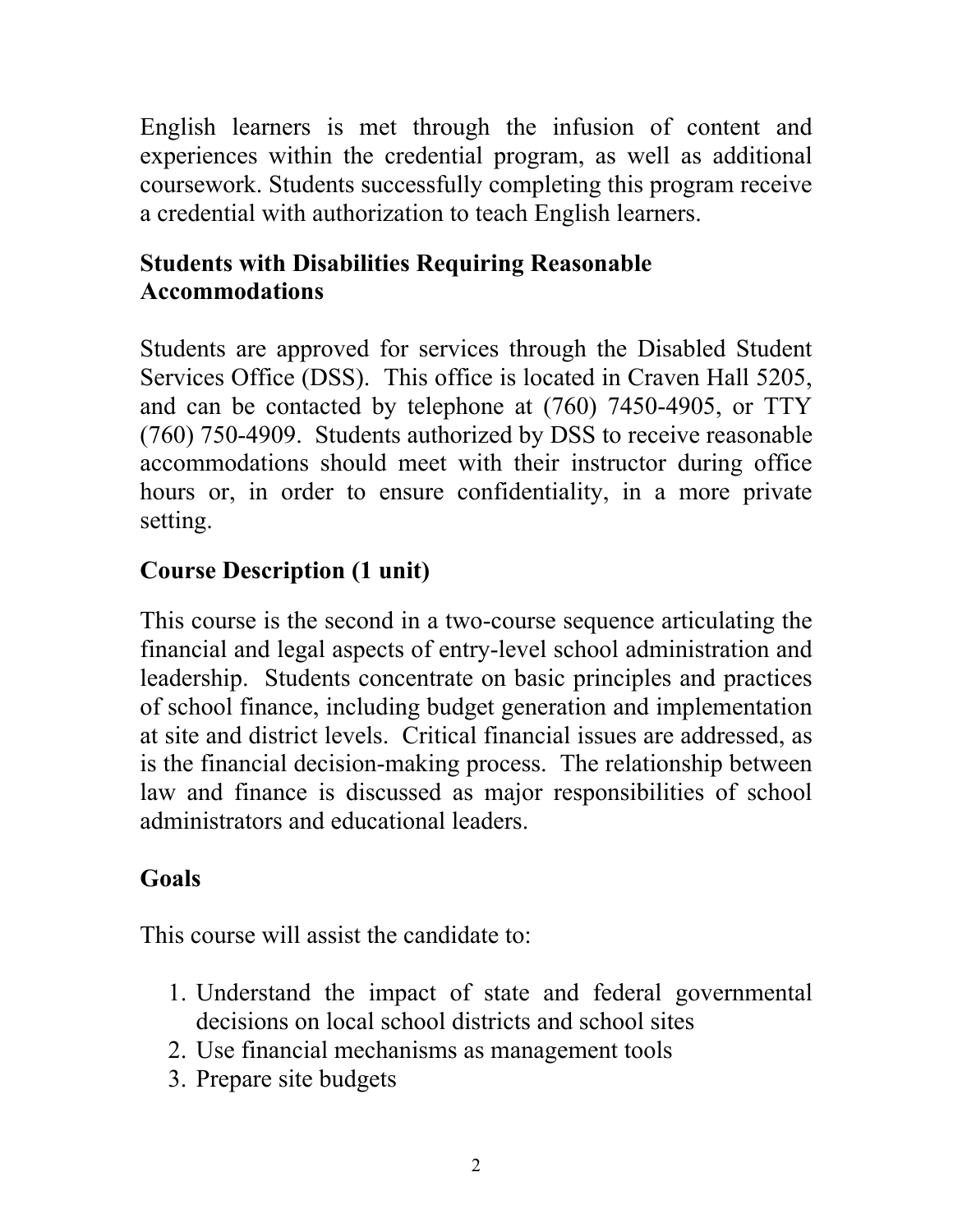English learners is met through the infusion of content and experiences within the credential program, as well as additional coursework. Students successfully completing this program receive a credential with authorization to teach English learners.

## Students with Disabilities Requiring Reasonable Accommodations

Students are approved for services through the Disabled Student Services Office (DSS). This office is located in Craven Hall 5205, and can be contacted by telephone at (760) 7450-4905, or TTY (760) 750-4909. Students authorized by DSS to receive reasonable accommodations should meet with their instructor during office hours or, in order to ensure confidentiality, in a more private setting.

## Course Description (1 unit)

This course is the second in a two-course sequence articulating the financial and legal aspects of entry-level school administration and leadership. Students concentrate on basic principles and practices of school finance, including budget generation and implementation at site and district levels. Critical financial issues are addressed, as is the financial decision-making process. The relationship between law and finance is discussed as major responsibilities of school administrators and educational leaders.

## Goals

This course will assist the candidate to:

1. Understand the impact of state and federal governmental decisions on local school districts and school sites
2. Use financial mechanisms as management tools
3. Prepare site budgets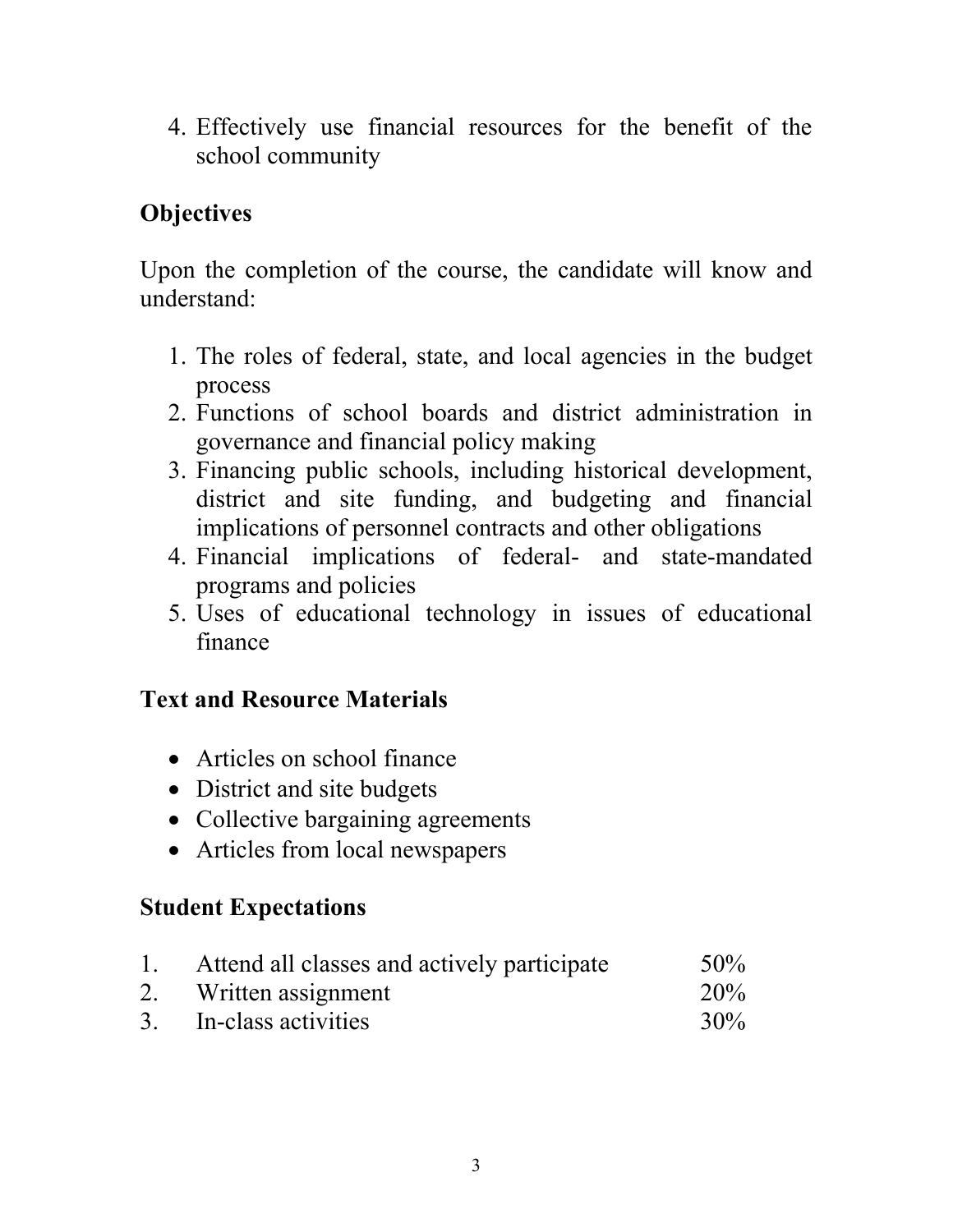4. Effectively use financial resources for the benefit of the school community

## Objectives

Upon the completion of the course, the candidate will know and understand:

1. The roles of federal, state, and local agencies in the budget process
2. Functions of school boards and district administration in governance and financial policy making
3. Financing public schools, including historical development, district and site funding, and budgeting and financial implications of personnel contracts and other obligations
4. Financial implications of federal- and state-mandated programs and policies
5. Uses of educational technology in issues of educational finance

## Text and Resource Materials

- Articles on school finance
- District and site budgets
- Collective bargaining agreements
- Articles from local newspapers

## Student Expectations

| | | |
|---|---|---|
| 1. | Attend all classes and actively participate | 50% |
| 2. | Written assignment | 20% |
| 3. | In-class activities | 30% |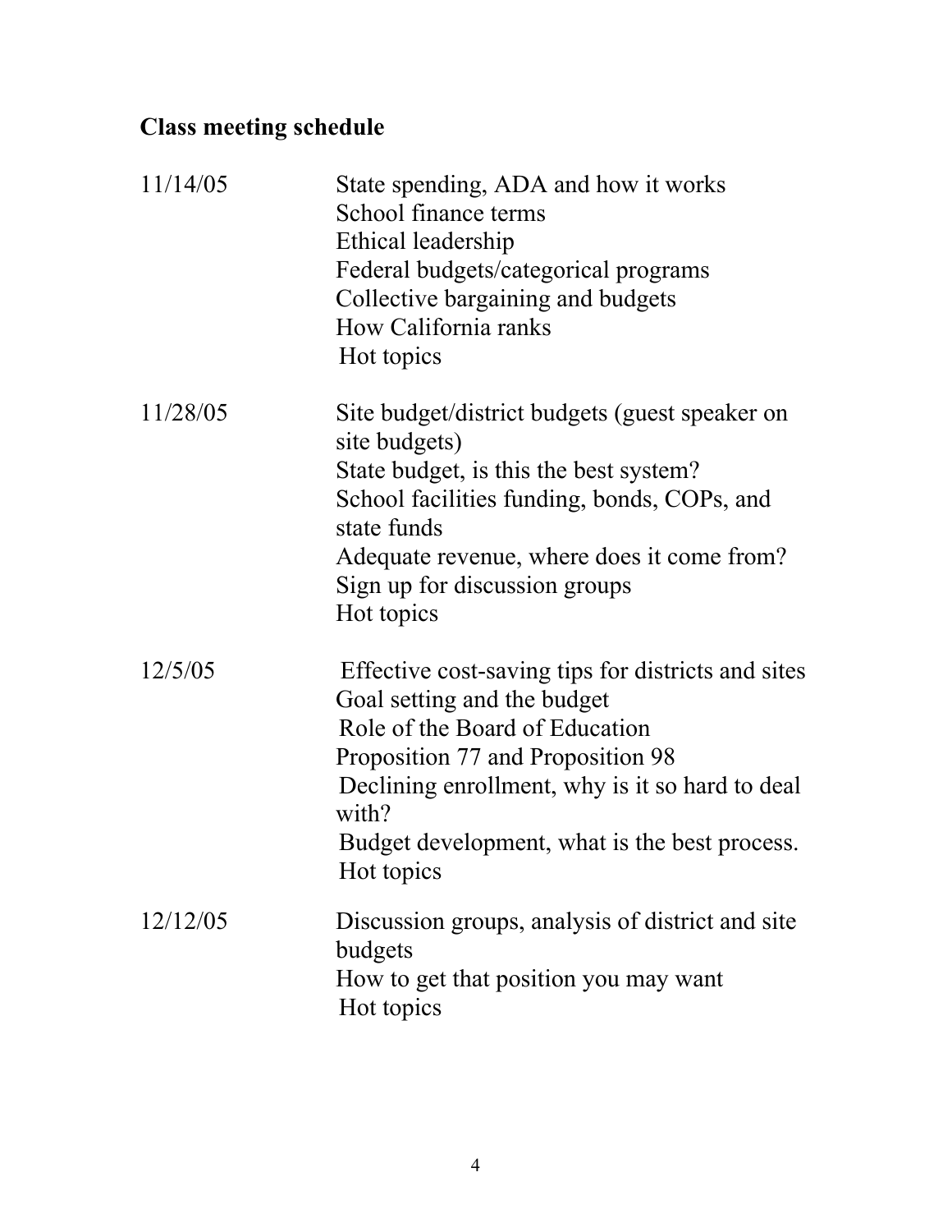## Class meeting schedule

| Date | Topics |
|---|---|
| 11/14/05 | State spending, ADA and how it works<br>School finance terms<br>Ethical leadership<br>Federal budgets/categorical programs<br>Collective bargaining and budgets<br>How California ranks<br>Hot topics |
| 11/28/05 | Site budget/district budgets (guest speaker on site budgets)<br>State budget, is this the best system?<br>School facilities funding, bonds, COPs, and state funds<br>Adequate revenue, where does it come from?<br>Sign up for discussion groups<br>Hot topics |
| 12/5/05 | Effective cost-saving tips for districts and sites<br>Goal setting and the budget<br>Role of the Board of Education<br>Proposition 77 and Proposition 98<br>Declining enrollment, why is it so hard to deal with?<br>Budget development, what is the best process.<br>Hot topics |
| 12/12/05 | Discussion groups, analysis of district and site budgets<br>How to get that position you may want<br>Hot topics |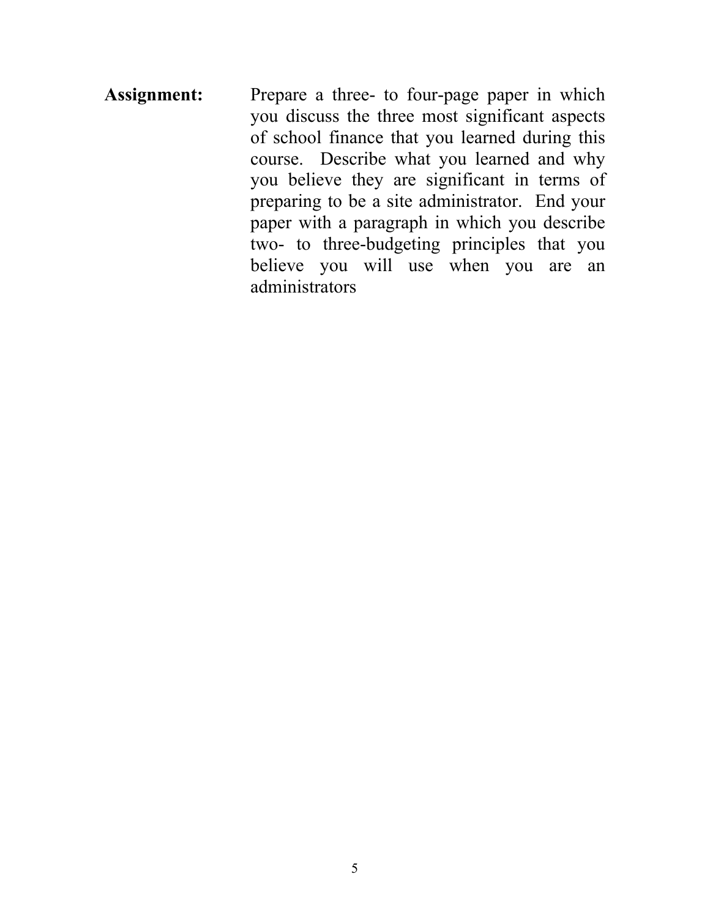**Assignment:** Prepare a three- to four-page paper in which you discuss the three most significant aspects of school finance that you learned during this course. Describe what you learned and why you believe they are significant in terms of preparing to be a site administrator. End your paper with a paragraph in which you describe two- to three-budgeting principles that you believe you will use when you are an administrators